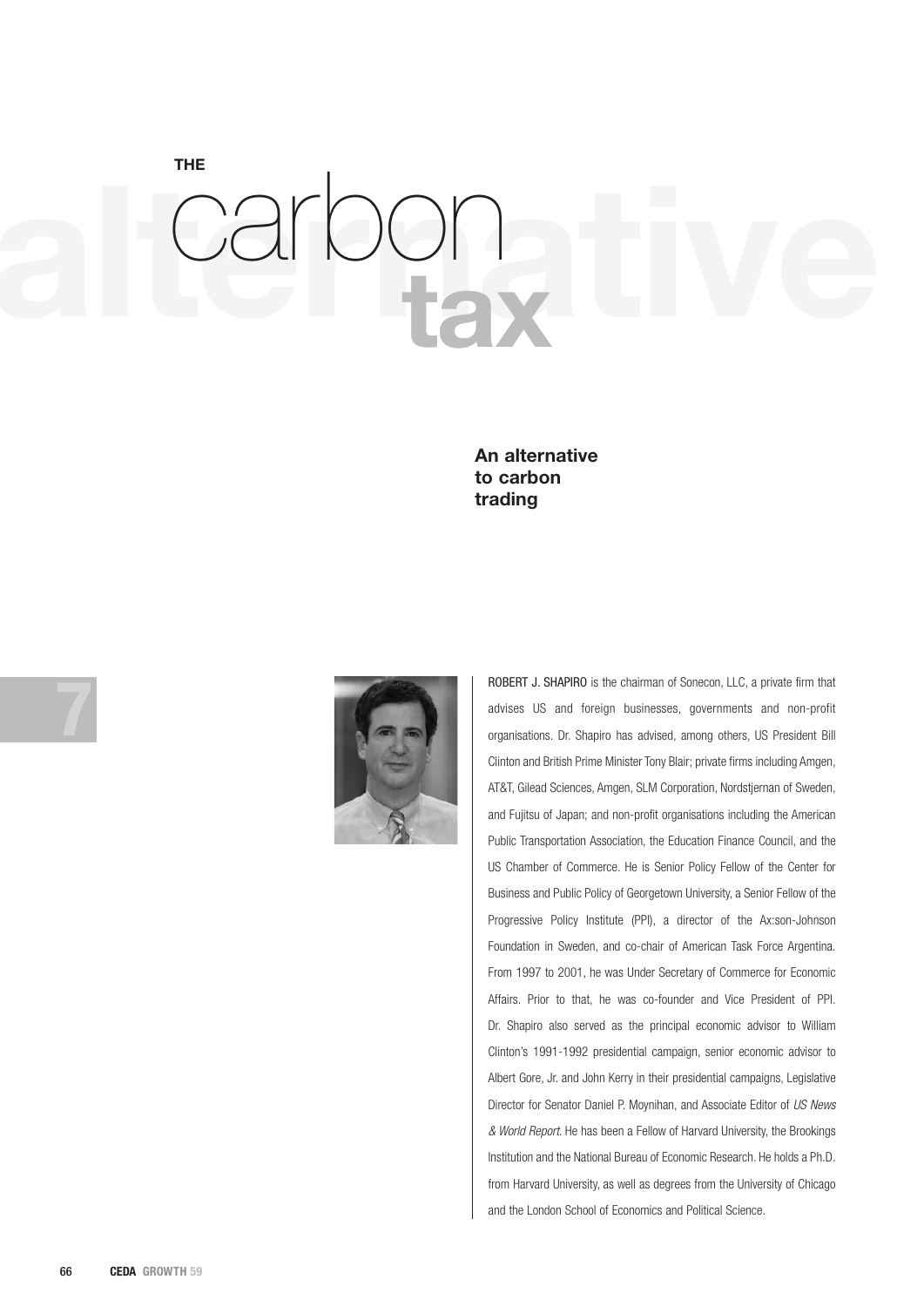# THE carbon tax

## An alternative to carbon trading

7

ROBERT J. SHAPIRO is the chairman of Sonecon, LLC, a private firm that advises US and foreign businesses, governments and non-profit organisations. Dr. Shapiro has advised, among others, US President Bill Clinton and British Prime Minister Tony Blair; private firms including Amgen, AT&T, Gilead Sciences, Amgen, SLM Corporation, Nordstjernan of Sweden, and Fujitsu of Japan; and non-profit organisations including the American Public Transportation Association, the Education Finance Council, and the US Chamber of Commerce. He is Senior Policy Fellow of the Center for Business and Public Policy of Georgetown University, a Senior Fellow of the Progressive Policy Institute (PPI), a director of the Ax:son-Johnson Foundation in Sweden, and co-chair of American Task Force Argentina. From 1997 to 2001, he was Under Secretary of Commerce for Economic Affairs. Prior to that, he was co-founder and Vice President of PPI. Dr. Shapiro also served as the principal economic advisor to William Clinton's 1991-1992 presidential campaign, senior economic advisor to Albert Gore, Jr. and John Kerry in their presidential campaigns, Legislative Director for Senator Daniel P. Moynihan, and Associate Editor of *US News & World Report*. He has been a Fellow of Harvard University, the Brookings Institution and the National Bureau of Economic Research. He holds a Ph.D. from Harvard University, as well as degrees from the University of Chicago and the London School of Economics and Political Science.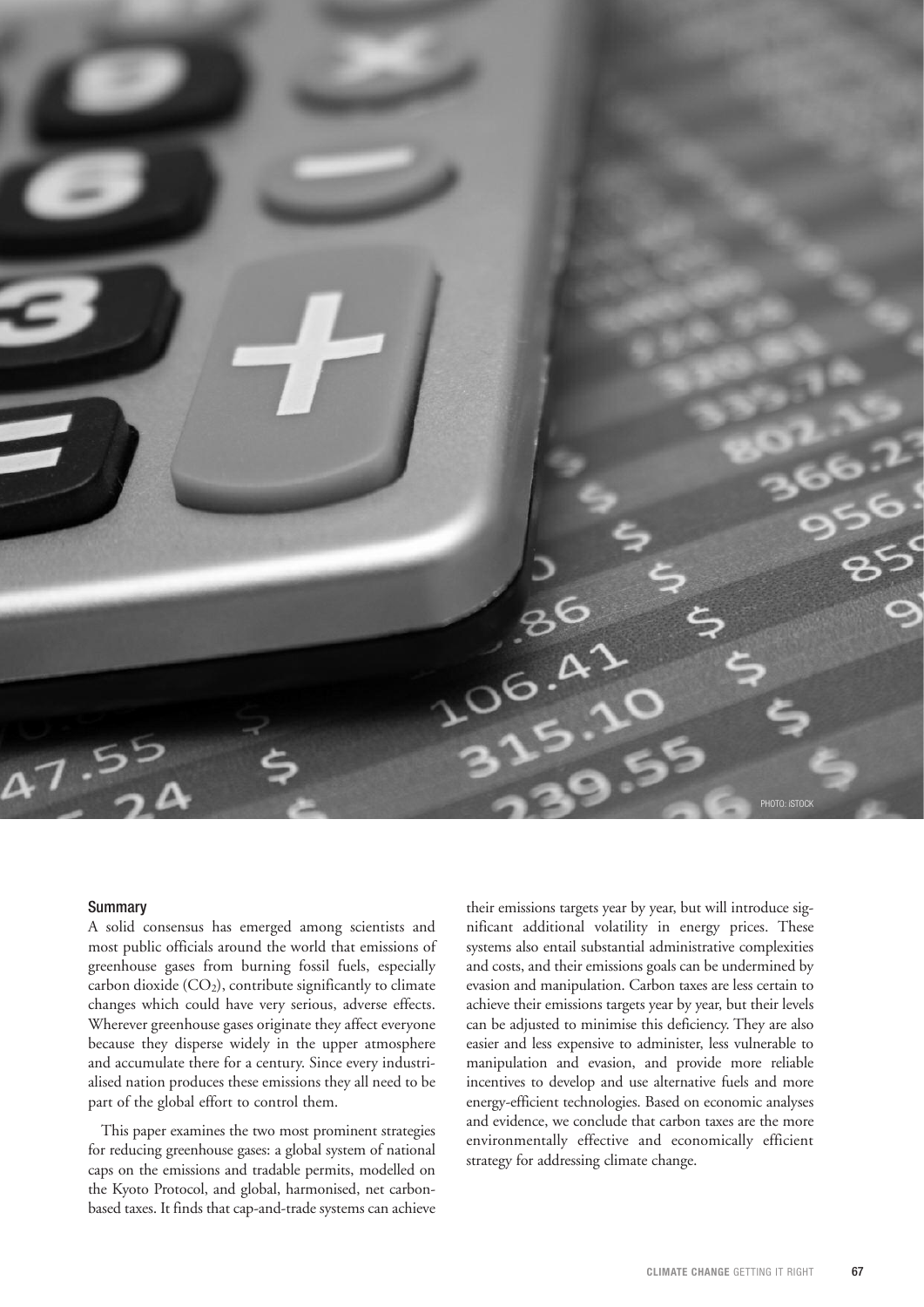## Summary

A solid consensus has emerged among scientists and most public officials around the world that emissions of greenhouse gases from burning fossil fuels, especially carbon dioxide ($CO_2$), contribute significantly to climate changes which could have very serious, adverse effects. Wherever greenhouse gases originate they affect everyone because they disperse widely in the upper atmosphere and accumulate there for a century. Since every industrialised nation produces these emissions they all need to be part of the global effort to control them.

This paper examines the two most prominent strategies for reducing greenhouse gases: a global system of national caps on the emissions and tradable permits, modelled on the Kyoto Protocol, and global, harmonised, net carbon-based taxes. It finds that cap-and-trade systems can achieve their emissions targets year by year, but will introduce significant additional volatility in energy prices. These systems also entail substantial administrative complexities and costs, and their emissions goals can be undermined by evasion and manipulation. Carbon taxes are less certain to achieve their emissions targets year by year, but their levels can be adjusted to minimise this deficiency. They are also easier and less expensive to administer, less vulnerable to manipulation and evasion, and provide more reliable incentives to develop and use alternative fuels and more energy-efficient technologies. Based on economic analyses and evidence, we conclude that carbon taxes are the more environmentally effective and economically efficient strategy for addressing climate change.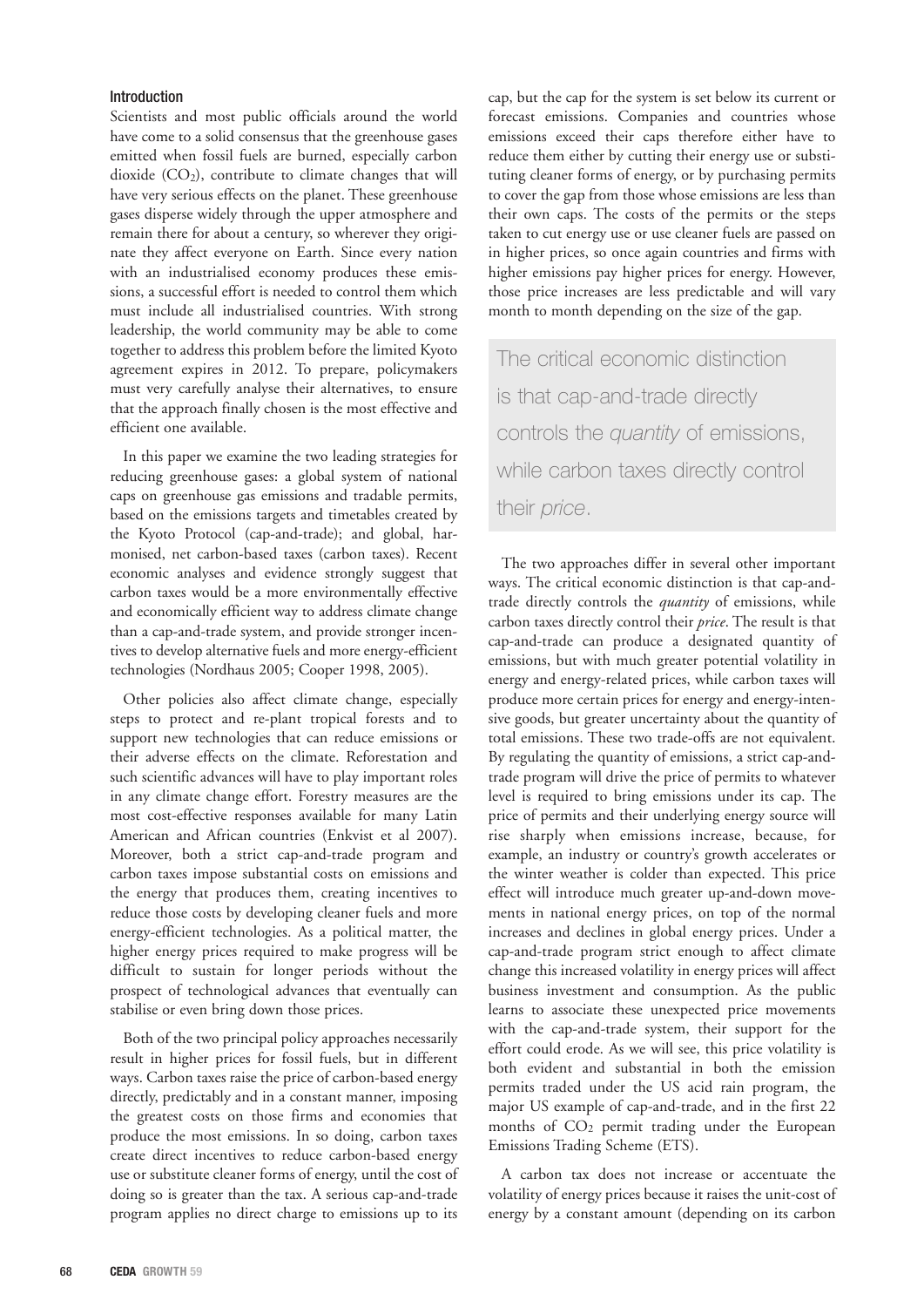### Introduction

Scientists and most public officials around the world have come to a solid consensus that the greenhouse gases emitted when fossil fuels are burned, especially carbon dioxide ($CO_2$), contribute to climate changes that will have very serious effects on the planet. These greenhouse gases disperse widely through the upper atmosphere and remain there for about a century, so wherever they originate they affect everyone on Earth. Since every nation with an industrialised economy produces these emissions, a successful effort is needed to control them which must include all industrialised countries. With strong leadership, the world community may be able to come together to address this problem before the limited Kyoto agreement expires in 2012. To prepare, policymakers must very carefully analyse their alternatives, to ensure that the approach finally chosen is the most effective and efficient one available.

In this paper we examine the two leading strategies for reducing greenhouse gases: a global system of national caps on greenhouse gas emissions and tradable permits, based on the emissions targets and timetables created by the Kyoto Protocol (cap-and-trade); and global, harmonised, net carbon-based taxes (carbon taxes). Recent economic analyses and evidence strongly suggest that carbon taxes would be a more environmentally effective and economically efficient way to address climate change than a cap-and-trade system, and provide stronger incentives to develop alternative fuels and more energy-efficient technologies (Nordhaus 2005; Cooper 1998, 2005).

Other policies also affect climate change, especially steps to protect and re-plant tropical forests and to support new technologies that can reduce emissions or their adverse effects on the climate. Reforestation and such scientific advances will have to play important roles in any climate change effort. Forestry measures are the most cost-effective responses available for many Latin American and African countries (Enkvist et al 2007). Moreover, both a strict cap-and-trade program and carbon taxes impose substantial costs on emissions and the energy that produces them, creating incentives to reduce those costs by developing cleaner fuels and more energy-efficient technologies. As a political matter, the higher energy prices required to make progress will be difficult to sustain for longer periods without the prospect of technological advances that eventually can stabilise or even bring down those prices.

Both of the two principal policy approaches necessarily result in higher prices for fossil fuels, but in different ways. Carbon taxes raise the price of carbon-based energy directly, predictably and in a constant manner, imposing the greatest costs on those firms and economies that produce the most emissions. In so doing, carbon taxes create direct incentives to reduce carbon-based energy use or substitute cleaner forms of energy, until the cost of doing so is greater than the tax. A serious cap-and-trade program applies no direct charge to emissions up to its cap, but the cap for the system is set below its current or forecast emissions. Companies and countries whose emissions exceed their caps therefore either have to reduce them either by cutting their energy use or substituting cleaner forms of energy, or by purchasing permits to cover the gap from those whose emissions are less than their own caps. The costs of the permits or the steps taken to cut energy use or use cleaner fuels are passed on in higher prices, so once again countries and firms with higher emissions pay higher prices for energy. However, those price increases are less predictable and will vary month to month depending on the size of the gap.

> The critical economic distinction is that cap-and-trade directly controls the *quantity* of emissions, while carbon taxes directly control their *price*.

The two approaches differ in several other important ways. The critical economic distinction is that cap-and-trade directly controls the *quantity* of emissions, while carbon taxes directly control their *price*. The result is that cap-and-trade can produce a designated quantity of emissions, but with much greater potential volatility in energy and energy-related prices, while carbon taxes will produce more certain prices for energy and energy-intensive goods, but greater uncertainty about the quantity of total emissions. These two trade-offs are not equivalent. By regulating the quantity of emissions, a strict cap-and-trade program will drive the price of permits to whatever level is required to bring emissions under its cap. The price of permits and their underlying energy source will rise sharply when emissions increase, because, for example, an industry or country's growth accelerates or the winter weather is colder than expected. This price effect will introduce much greater up-and-down movements in national energy prices, on top of the normal increases and declines in global energy prices. Under a cap-and-trade program strict enough to affect climate change this increased volatility in energy prices will affect business investment and consumption. As the public learns to associate these unexpected price movements with the cap-and-trade system, their support for the effort could erode. As we will see, this price volatility is both evident and substantial in both the emission permits traded under the US acid rain program, the major US example of cap-and-trade, and in the first 22 months of $CO_2$ permit trading under the European Emissions Trading Scheme (ETS).

A carbon tax does not increase or accentuate the volatility of energy prices because it raises the unit-cost of energy by a constant amount (depending on its carbon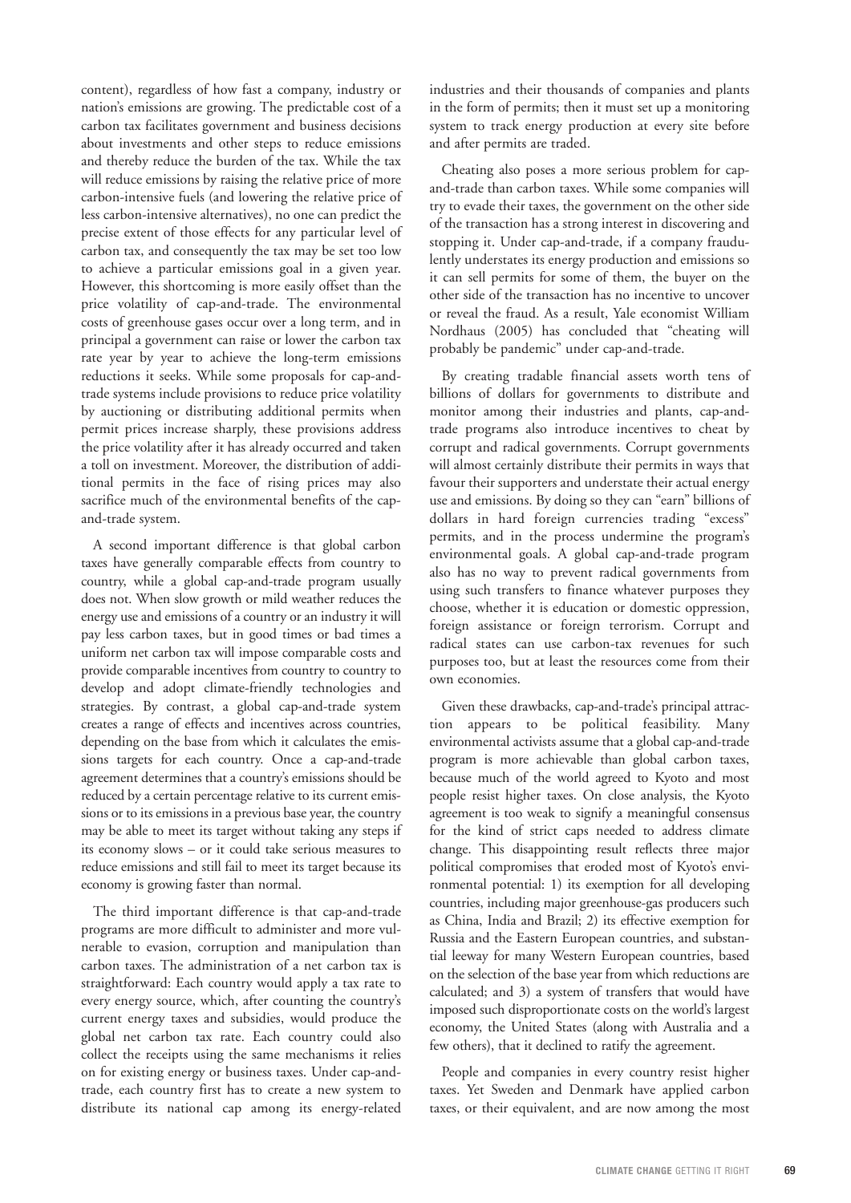content), regardless of how fast a company, industry or nation's emissions are growing. The predictable cost of a carbon tax facilitates government and business decisions about investments and other steps to reduce emissions and thereby reduce the burden of the tax. While the tax will reduce emissions by raising the relative price of more carbon-intensive fuels (and lowering the relative price of less carbon-intensive alternatives), no one can predict the precise extent of those effects for any particular level of carbon tax, and consequently the tax may be set too low to achieve a particular emissions goal in a given year. However, this shortcoming is more easily offset than the price volatility of cap-and-trade. The environmental costs of greenhouse gases occur over a long term, and in principal a government can raise or lower the carbon tax rate year by year to achieve the long-term emissions reductions it seeks. While some proposals for cap-and-trade systems include provisions to reduce price volatility by auctioning or distributing additional permits when permit prices increase sharply, these provisions address the price volatility after it has already occurred and taken a toll on investment. Moreover, the distribution of additional permits in the face of rising prices may also sacrifice much of the environmental benefits of the cap-and-trade system.

A second important difference is that global carbon taxes have generally comparable effects from country to country, while a global cap-and-trade program usually does not. When slow growth or mild weather reduces the energy use and emissions of a country or an industry it will pay less carbon taxes, but in good times or bad times a uniform net carbon tax will impose comparable costs and provide comparable incentives from country to country to develop and adopt climate-friendly technologies and strategies. By contrast, a global cap-and-trade system creates a range of effects and incentives across countries, depending on the base from which it calculates the emissions targets for each country. Once a cap-and-trade agreement determines that a country's emissions should be reduced by a certain percentage relative to its current emissions or to its emissions in a previous base year, the country may be able to meet its target without taking any steps if its economy slows – or it could take serious measures to reduce emissions and still fail to meet its target because its economy is growing faster than normal.

The third important difference is that cap-and-trade programs are more difficult to administer and more vulnerable to evasion, corruption and manipulation than carbon taxes. The administration of a net carbon tax is straightforward: Each country would apply a tax rate to every energy source, which, after counting the country's current energy taxes and subsidies, would produce the global net carbon tax rate. Each country could also collect the receipts using the same mechanisms it relies on for existing energy or business taxes. Under cap-and-trade, each country first has to create a new system to distribute its national cap among its energy-related industries and their thousands of companies and plants in the form of permits; then it must set up a monitoring system to track energy production at every site before and after permits are traded.

Cheating also poses a more serious problem for cap-and-trade than carbon taxes. While some companies will try to evade their taxes, the government on the other side of the transaction has a strong interest in discovering and stopping it. Under cap-and-trade, if a company fraudulently understates its energy production and emissions so it can sell permits for some of them, the buyer on the other side of the transaction has no incentive to uncover or reveal the fraud. As a result, Yale economist William Nordhaus (2005) has concluded that "cheating will probably be pandemic" under cap-and-trade.

By creating tradable financial assets worth tens of billions of dollars for governments to distribute and monitor among their industries and plants, cap-and-trade programs also introduce incentives to cheat by corrupt and radical governments. Corrupt governments will almost certainly distribute their permits in ways that favour their supporters and understate their actual energy use and emissions. By doing so they can "earn" billions of dollars in hard foreign currencies trading "excess" permits, and in the process undermine the program's environmental goals. A global cap-and-trade program also has no way to prevent radical governments from using such transfers to finance whatever purposes they choose, whether it is education or domestic oppression, foreign assistance or foreign terrorism. Corrupt and radical states can use carbon-tax revenues for such purposes too, but at least the resources come from their own economies.

Given these drawbacks, cap-and-trade's principal attraction appears to be political feasibility. Many environmental activists assume that a global cap-and-trade program is more achievable than global carbon taxes, because much of the world agreed to Kyoto and most people resist higher taxes. On close analysis, the Kyoto agreement is too weak to signify a meaningful consensus for the kind of strict caps needed to address climate change. This disappointing result reflects three major political compromises that eroded most of Kyoto's environmental potential: 1) its exemption for all developing countries, including major greenhouse-gas producers such as China, India and Brazil; 2) its effective exemption for Russia and the Eastern European countries, and substantial leeway for many Western European countries, based on the selection of the base year from which reductions are calculated; and 3) a system of transfers that would have imposed such disproportionate costs on the world's largest economy, the United States (along with Australia and a few others), that it declined to ratify the agreement.

People and companies in every country resist higher taxes. Yet Sweden and Denmark have applied carbon taxes, or their equivalent, and are now among the most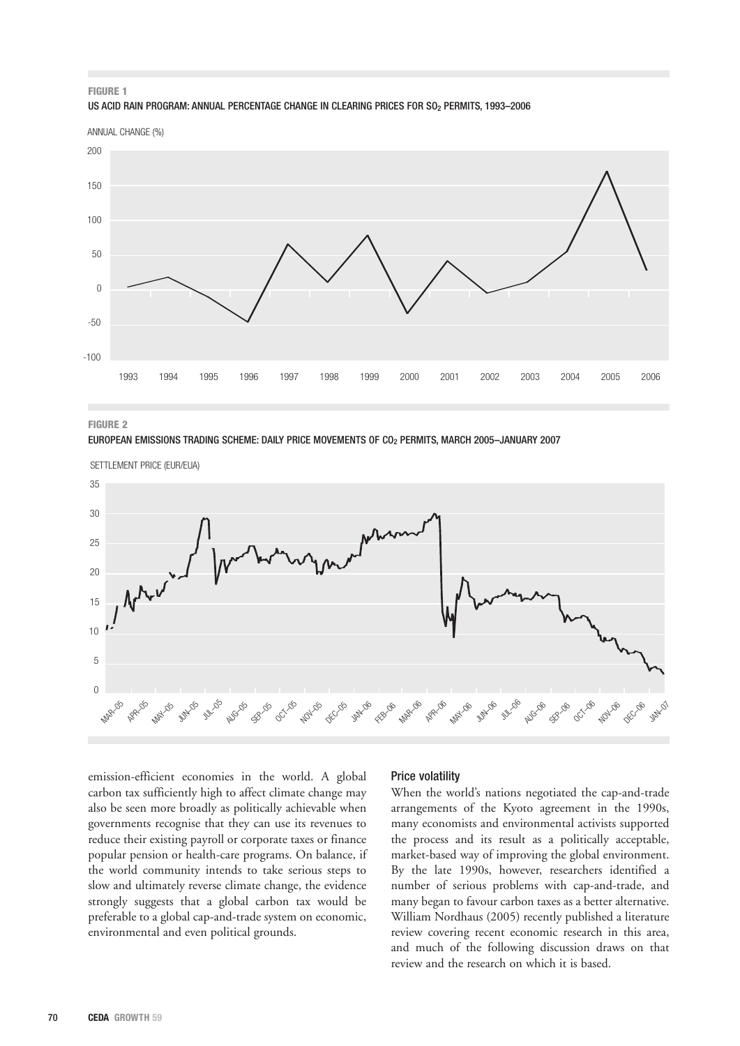**FIGURE 1**

US ACID RAIN PROGRAM: ANNUAL PERCENTAGE CHANGE IN CLEARING PRICES FOR $SO_2$ PERMITS, 1993–2006

**FIGURE 2**

EUROPEAN EMISSIONS TRADING SCHEME: DAILY PRICE MOVEMENTS OF $CO_2$ PERMITS, MARCH 2005–JANUARY 2007

emission-efficient economies in the world. A global carbon tax sufficiently high to affect climate change may also be seen more broadly as politically achievable when governments recognise that they can use its revenues to reduce their existing payroll or corporate taxes or finance popular pension or health-care programs. On balance, if the world community intends to take serious steps to slow and ultimately reverse climate change, the evidence strongly suggests that a global carbon tax would be preferable to a global cap-and-trade system on economic, environmental and even political grounds.

### Price volatility

When the world's nations negotiated the cap-and-trade arrangements of the Kyoto agreement in the 1990s, many economists and environmental activists supported the process and its result as a politically acceptable, market-based way of improving the global environment. By the late 1990s, however, researchers identified a number of serious problems with cap-and-trade, and many began to favour carbon taxes as a better alternative. William Nordhaus (2005) recently published a literature review covering recent economic research in this area, and much of the following discussion draws on that review and the research on which it is based.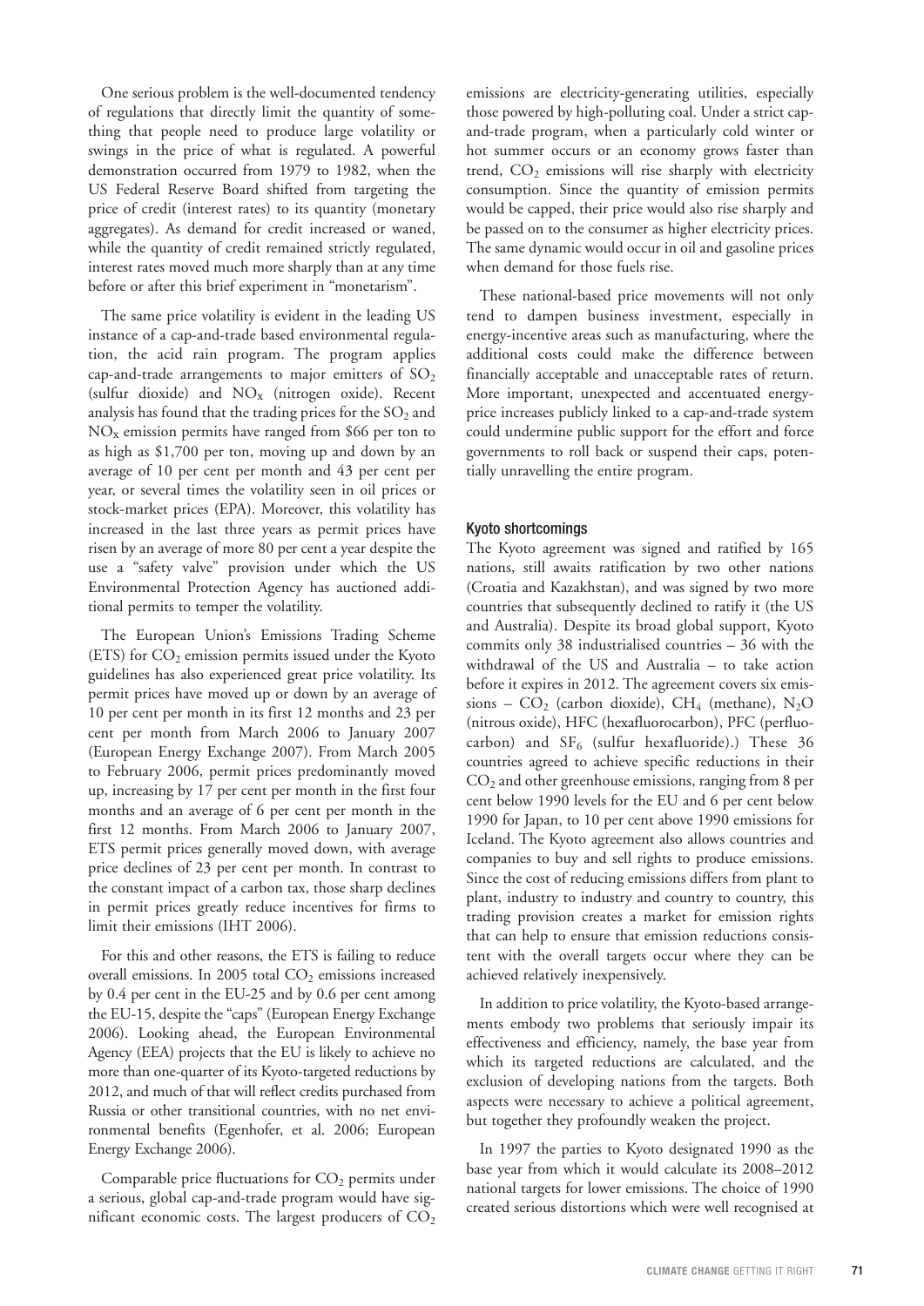One serious problem is the well-documented tendency of regulations that directly limit the quantity of something that people need to produce large volatility or swings in the price of what is regulated. A powerful demonstration occurred from 1979 to 1982, when the US Federal Reserve Board shifted from targeting the price of credit (interest rates) to its quantity (monetary aggregates). As demand for credit increased or waned, while the quantity of credit remained strictly regulated, interest rates moved much more sharply than at any time before or after this brief experiment in "monetarism".

The same price volatility is evident in the leading US instance of a cap-and-trade based environmental regulation, the acid rain program. The program applies cap-and-trade arrangements to major emitters of $SO_2$ (sulfur dioxide) and $NO_x$ (nitrogen oxide). Recent analysis has found that the trading prices for the $SO_2$ and $NO_x$ emission permits have ranged from \$66 per ton to as high as \$1,700 per ton, moving up and down by an average of 10 per cent per month and 43 per cent per year, or several times the volatility seen in oil prices or stock-market prices (EPA). Moreover, this volatility has increased in the last three years as permit prices have risen by an average of more 80 per cent a year despite the use a "safety valve" provision under which the US Environmental Protection Agency has auctioned additional permits to temper the volatility.

The European Union's Emissions Trading Scheme (ETS) for $CO_2$ emission permits issued under the Kyoto guidelines has also experienced great price volatility. Its permit prices have moved up or down by an average of 10 per cent per month in its first 12 months and 23 per cent per month from March 2006 to January 2007 (European Energy Exchange 2007). From March 2005 to February 2006, permit prices predominantly moved up, increasing by 17 per cent per month in the first four months and an average of 6 per cent per month in the first 12 months. From March 2006 to January 2007, ETS permit prices generally moved down, with average price declines of 23 per cent per month. In contrast to the constant impact of a carbon tax, those sharp declines in permit prices greatly reduce incentives for firms to limit their emissions (IHT 2006).

For this and other reasons, the ETS is failing to reduce overall emissions. In 2005 total $CO_2$ emissions increased by 0.4 per cent in the EU-25 and by 0.6 per cent among the EU-15, despite the "caps" (European Energy Exchange 2006). Looking ahead, the European Environmental Agency (EEA) projects that the EU is likely to achieve no more than one-quarter of its Kyoto-targeted reductions by 2012, and much of that will reflect credits purchased from Russia or other transitional countries, with no net environmental benefits (Egenhofer, et al. 2006; European Energy Exchange 2006).

Comparable price fluctuations for $CO_2$ permits under a serious, global cap-and-trade program would have significant economic costs. The largest producers of $CO_2$ emissions are electricity-generating utilities, especially those powered by high-polluting coal. Under a strict cap-and-trade program, when a particularly cold winter or hot summer occurs or an economy grows faster than trend, $CO_2$ emissions will rise sharply with electricity consumption. Since the quantity of emission permits would be capped, their price would also rise sharply and be passed on to the consumer as higher electricity prices. The same dynamic would occur in oil and gasoline prices when demand for those fuels rise.

These national-based price movements will not only tend to dampen business investment, especially in energy-incentive areas such as manufacturing, where the additional costs could make the difference between financially acceptable and unacceptable rates of return. More important, unexpected and accentuated energy-price increases publicly linked to a cap-and-trade system could undermine public support for the effort and force governments to roll back or suspend their caps, potentially unravelling the entire program.

### Kyoto shortcomings

The Kyoto agreement was signed and ratified by 165 nations, still awaits ratification by two other nations (Croatia and Kazakhstan), and was signed by two more countries that subsequently declined to ratify it (the US and Australia). Despite its broad global support, Kyoto commits only 38 industrialised countries – 36 with the withdrawal of the US and Australia – to take action before it expires in 2012. The agreement covers six emissions – $CO_2$ (carbon dioxide), $CH_4$ (methane), $N_2O$ (nitrous oxide), HFC (hexafluorocarbon), PFC (perfluocarbon) and $SF_6$ (sulfur hexafluoride).) These 36 countries agreed to achieve specific reductions in their $CO_2$ and other greenhouse emissions, ranging from 8 per cent below 1990 levels for the EU and 6 per cent below 1990 for Japan, to 10 per cent above 1990 emissions for Iceland. The Kyoto agreement also allows countries and companies to buy and sell rights to produce emissions. Since the cost of reducing emissions differs from plant to plant, industry to industry and country to country, this trading provision creates a market for emission rights that can help to ensure that emission reductions consistent with the overall targets occur where they can be achieved relatively inexpensively.

In addition to price volatility, the Kyoto-based arrangements embody two problems that seriously impair its effectiveness and efficiency, namely, the base year from which its targeted reductions are calculated, and the exclusion of developing nations from the targets. Both aspects were necessary to achieve a political agreement, but together they profoundly weaken the project.

In 1997 the parties to Kyoto designated 1990 as the base year from which it would calculate its 2008–2012 national targets for lower emissions. The choice of 1990 created serious distortions which were well recognised at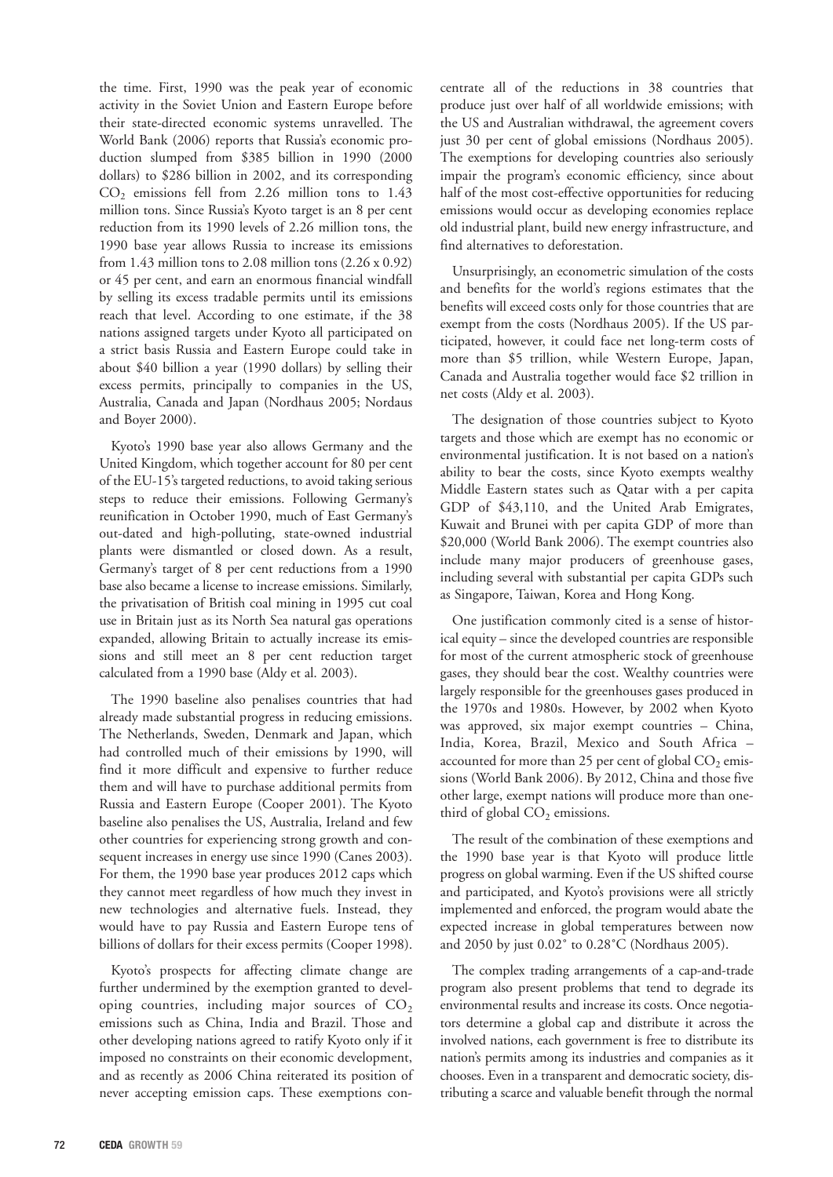the time. First, 1990 was the peak year of economic activity in the Soviet Union and Eastern Europe before their state-directed economic systems unravelled. The World Bank (2006) reports that Russia's economic production slumped from $385 billion in 1990 (2000 dollars) to $286 billion in 2002, and its corresponding $CO_2$ emissions fell from 2.26 million tons to 1.43 million tons. Since Russia's Kyoto target is an 8 per cent reduction from its 1990 levels of 2.26 million tons, the 1990 base year allows Russia to increase its emissions from 1.43 million tons to 2.08 million tons (2.26 x 0.92) or 45 per cent, and earn an enormous financial windfall by selling its excess tradable permits until its emissions reach that level. According to one estimate, if the 38 nations assigned targets under Kyoto all participated on a strict basis Russia and Eastern Europe could take in about $40 billion a year (1990 dollars) by selling their excess permits, principally to companies in the US, Australia, Canada and Japan (Nordhaus 2005; Nordaus and Boyer 2000).

Kyoto's 1990 base year also allows Germany and the United Kingdom, which together account for 80 per cent of the EU-15's targeted reductions, to avoid taking serious steps to reduce their emissions. Following Germany's reunification in October 1990, much of East Germany's out-dated and high-polluting, state-owned industrial plants were dismantled or closed down. As a result, Germany's target of 8 per cent reductions from a 1990 base also became a license to increase emissions. Similarly, the privatisation of British coal mining in 1995 cut coal use in Britain just as its North Sea natural gas operations expanded, allowing Britain to actually increase its emissions and still meet an 8 per cent reduction target calculated from a 1990 base (Aldy et al. 2003).

The 1990 baseline also penalises countries that had already made substantial progress in reducing emissions. The Netherlands, Sweden, Denmark and Japan, which had controlled much of their emissions by 1990, will find it more difficult and expensive to further reduce them and will have to purchase additional permits from Russia and Eastern Europe (Cooper 2001). The Kyoto baseline also penalises the US, Australia, Ireland and few other countries for experiencing strong growth and consequent increases in energy use since 1990 (Canes 2003). For them, the 1990 base year produces 2012 caps which they cannot meet regardless of how much they invest in new technologies and alternative fuels. Instead, they would have to pay Russia and Eastern Europe tens of billions of dollars for their excess permits (Cooper 1998).

Kyoto's prospects for affecting climate change are further undermined by the exemption granted to developing countries, including major sources of $CO_2$ emissions such as China, India and Brazil. Those and other developing nations agreed to ratify Kyoto only if it imposed no constraints on their economic development, and as recently as 2006 China reiterated its position of never accepting emission caps. These exemptions concentrate all of the reductions in 38 countries that produce just over half of all worldwide emissions; with the US and Australian withdrawal, the agreement covers just 30 per cent of global emissions (Nordhaus 2005). The exemptions for developing countries also seriously impair the program's economic efficiency, since about half of the most cost-effective opportunities for reducing emissions would occur as developing economies replace old industrial plant, build new energy infrastructure, and find alternatives to deforestation.

Unsurprisingly, an econometric simulation of the costs and benefits for the world's regions estimates that the benefits will exceed costs only for those countries that are exempt from the costs (Nordhaus 2005). If the US participated, however, it could face net long-term costs of more than $5 trillion, while Western Europe, Japan, Canada and Australia together would face $2 trillion in net costs (Aldy et al. 2003).

The designation of those countries subject to Kyoto targets and those which are exempt has no economic or environmental justification. It is not based on a nation's ability to bear the costs, since Kyoto exempts wealthy Middle Eastern states such as Qatar with a per capita GDP of $43,110, and the United Arab Emigrates, Kuwait and Brunei with per capita GDP of more than $20,000 (World Bank 2006). The exempt countries also include many major producers of greenhouse gases, including several with substantial per capita GDPs such as Singapore, Taiwan, Korea and Hong Kong.

One justification commonly cited is a sense of historical equity – since the developed countries are responsible for most of the current atmospheric stock of greenhouse gases, they should bear the cost. Wealthy countries were largely responsible for the greenhouses gases produced in the 1970s and 1980s. However, by 2002 when Kyoto was approved, six major exempt countries – China, India, Korea, Brazil, Mexico and South Africa – accounted for more than 25 per cent of global $CO_2$ emissions (World Bank 2006). By 2012, China and those five other large, exempt nations will produce more than one-third of global $CO_2$ emissions.

The result of the combination of these exemptions and the 1990 base year is that Kyoto will produce little progress on global warming. Even if the US shifted course and participated, and Kyoto's provisions were all strictly implemented and enforced, the program would abate the expected increase in global temperatures between now and 2050 by just 0.02° to 0.28°C (Nordhaus 2005).

The complex trading arrangements of a cap-and-trade program also present problems that tend to degrade its environmental results and increase its costs. Once negotiators determine a global cap and distribute it across the involved nations, each government is free to distribute its nation's permits among its industries and companies as it chooses. Even in a transparent and democratic society, distributing a scarce and valuable benefit through the normal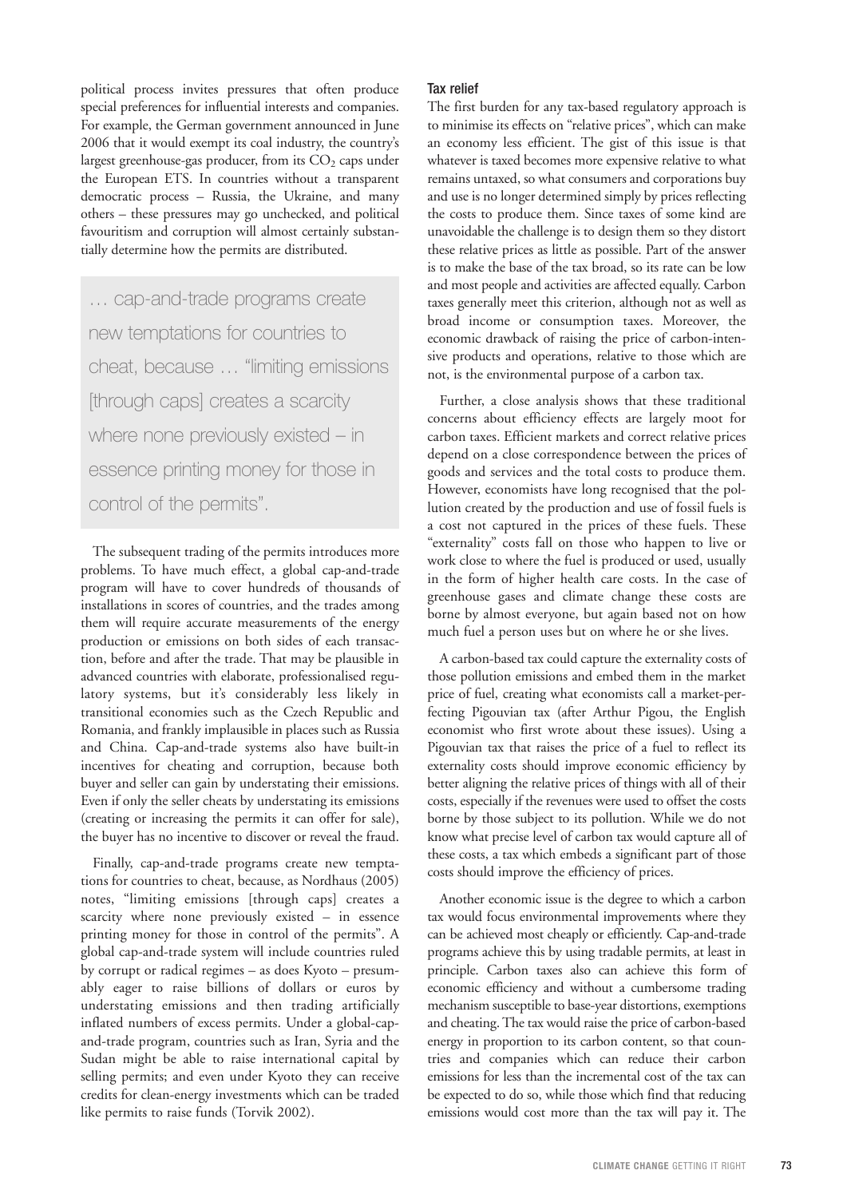political process invites pressures that often produce special preferences for influential interests and companies. For example, the German government announced in June 2006 that it would exempt its coal industry, the country's largest greenhouse-gas producer, from its $CO_2$ caps under the European ETS. In countries without a transparent democratic process – Russia, the Ukraine, and many others – these pressures may go unchecked, and political favouritism and corruption will almost certainly substantially determine how the permits are distributed.

> … cap-and-trade programs create new temptations for countries to cheat, because … "limiting emissions [through caps] creates a scarcity where none previously existed – in essence printing money for those in control of the permits".

The subsequent trading of the permits introduces more problems. To have much effect, a global cap-and-trade program will have to cover hundreds of thousands of installations in scores of countries, and the trades among them will require accurate measurements of the energy production or emissions on both sides of each transaction, before and after the trade. That may be plausible in advanced countries with elaborate, professionalised regulatory systems, but it's considerably less likely in transitional economies such as the Czech Republic and Romania, and frankly implausible in places such as Russia and China. Cap-and-trade systems also have built-in incentives for cheating and corruption, because both buyer and seller can gain by understating their emissions. Even if only the seller cheats by understating its emissions (creating or increasing the permits it can offer for sale), the buyer has no incentive to discover or reveal the fraud.

Finally, cap-and-trade programs create new temptations for countries to cheat, because, as Nordhaus (2005) notes, "limiting emissions [through caps] creates a scarcity where none previously existed – in essence printing money for those in control of the permits". A global cap-and-trade system will include countries ruled by corrupt or radical regimes – as does Kyoto – presumably eager to raise billions of dollars or euros by understating emissions and then trading artificially inflated numbers of excess permits. Under a global-cap-and-trade program, countries such as Iran, Syria and the Sudan might be able to raise international capital by selling permits; and even under Kyoto they can receive credits for clean-energy investments which can be traded like permits to raise funds (Torvik 2002).

### Tax relief

The first burden for any tax-based regulatory approach is to minimise its effects on "relative prices", which can make an economy less efficient. The gist of this issue is that whatever is taxed becomes more expensive relative to what remains untaxed, so what consumers and corporations buy and use is no longer determined simply by prices reflecting the costs to produce them. Since taxes of some kind are unavoidable the challenge is to design them so they distort these relative prices as little as possible. Part of the answer is to make the base of the tax broad, so its rate can be low and most people and activities are affected equally. Carbon taxes generally meet this criterion, although not as well as broad income or consumption taxes. Moreover, the economic drawback of raising the price of carbon-intensive products and operations, relative to those which are not, is the environmental purpose of a carbon tax.

Further, a close analysis shows that these traditional concerns about efficiency effects are largely moot for carbon taxes. Efficient markets and correct relative prices depend on a close correspondence between the prices of goods and services and the total costs to produce them. However, economists have long recognised that the pollution created by the production and use of fossil fuels is a cost not captured in the prices of these fuels. These "externality" costs fall on those who happen to live or work close to where the fuel is produced or used, usually in the form of higher health care costs. In the case of greenhouse gases and climate change these costs are borne by almost everyone, but again based not on how much fuel a person uses but on where he or she lives.

A carbon-based tax could capture the externality costs of those pollution emissions and embed them in the market price of fuel, creating what economists call a market-perfecting Pigouvian tax (after Arthur Pigou, the English economist who first wrote about these issues). Using a Pigouvian tax that raises the price of a fuel to reflect its externality costs should improve economic efficiency by better aligning the relative prices of things with all of their costs, especially if the revenues were used to offset the costs borne by those subject to its pollution. While we do not know what precise level of carbon tax would capture all of these costs, a tax which embeds a significant part of those costs should improve the efficiency of prices.

Another economic issue is the degree to which a carbon tax would focus environmental improvements where they can be achieved most cheaply or efficiently. Cap-and-trade programs achieve this by using tradable permits, at least in principle. Carbon taxes also can achieve this form of economic efficiency and without a cumbersome trading mechanism susceptible to base-year distortions, exemptions and cheating. The tax would raise the price of carbon-based energy in proportion to its carbon content, so that countries and companies which can reduce their carbon emissions for less than the incremental cost of the tax can be expected to do so, while those which find that reducing emissions would cost more than the tax will pay it. The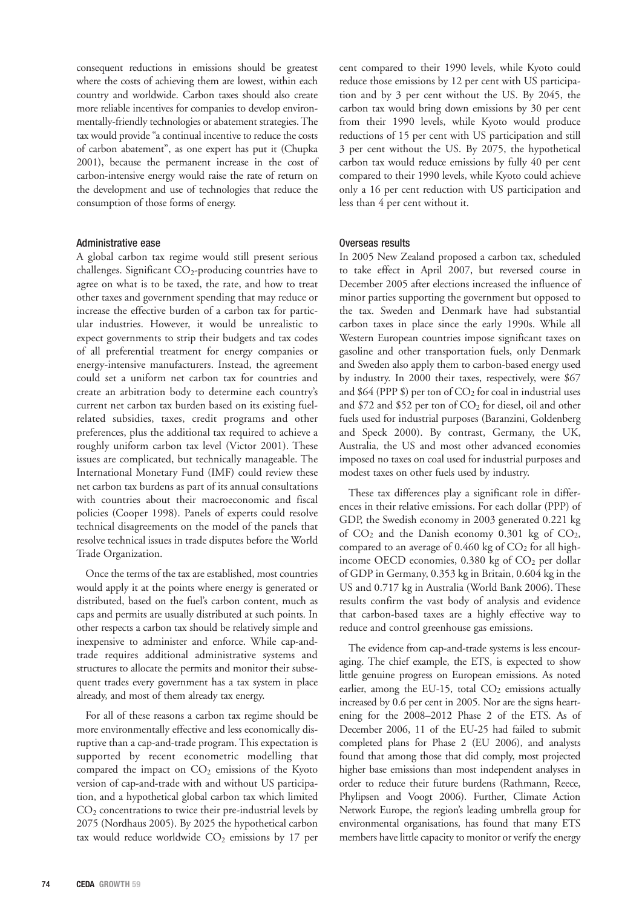consequent reductions in emissions should be greatest where the costs of achieving them are lowest, within each country and worldwide. Carbon taxes should also create more reliable incentives for companies to develop environmentally-friendly technologies or abatement strategies. The tax would provide "a continual incentive to reduce the costs of carbon abatement", as one expert has put it (Chupka 2001), because the permanent increase in the cost of carbon-intensive energy would raise the rate of return on the development and use of technologies that reduce the consumption of those forms of energy.

#### Administrative ease

A global carbon tax regime would still present serious challenges. Significant $CO_2$-producing countries have to agree on what is to be taxed, the rate, and how to treat other taxes and government spending that may reduce or increase the effective burden of a carbon tax for particular industries. However, it would be unrealistic to expect governments to strip their budgets and tax codes of all preferential treatment for energy companies or energy-intensive manufacturers. Instead, the agreement could set a uniform net carbon tax for countries and create an arbitration body to determine each country's current net carbon tax burden based on its existing fuel-related subsidies, taxes, credit programs and other preferences, plus the additional tax required to achieve a roughly uniform carbon tax level (Victor 2001). These issues are complicated, but technically manageable. The International Monetary Fund (IMF) could review these net carbon tax burdens as part of its annual consultations with countries about their macroeconomic and fiscal policies (Cooper 1998). Panels of experts could resolve technical disagreements on the model of the panels that resolve technical issues in trade disputes before the World Trade Organization.

Once the terms of the tax are established, most countries would apply it at the points where energy is generated or distributed, based on the fuel's carbon content, much as caps and permits are usually distributed at such points. In other respects a carbon tax should be relatively simple and inexpensive to administer and enforce. While cap-and-trade requires additional administrative systems and structures to allocate the permits and monitor their subsequent trades every government has a tax system in place already, and most of them already tax energy.

For all of these reasons a carbon tax regime should be more environmentally effective and less economically disruptive than a cap-and-trade program. This expectation is supported by recent econometric modelling that compared the impact on $CO_2$ emissions of the Kyoto version of cap-and-trade with and without US participation, and a hypothetical global carbon tax which limited $CO_2$ concentrations to twice their pre-industrial levels by 2075 (Nordhaus 2005). By 2025 the hypothetical carbon tax would reduce worldwide $CO_2$ emissions by 17 per cent compared to their 1990 levels, while Kyoto could reduce those emissions by 12 per cent with US participation and by 3 per cent without the US. By 2045, the carbon tax would bring down emissions by 30 per cent from their 1990 levels, while Kyoto would produce reductions of 15 per cent with US participation and still 3 per cent without the US. By 2075, the hypothetical carbon tax would reduce emissions by fully 40 per cent compared to their 1990 levels, while Kyoto could achieve only a 16 per cent reduction with US participation and less than 4 per cent without it.

#### Overseas results

In 2005 New Zealand proposed a carbon tax, scheduled to take effect in April 2007, but reversed course in December 2005 after elections increased the influence of minor parties supporting the government but opposed to the tax. Sweden and Denmark have had substantial carbon taxes in place since the early 1990s. While all Western European countries impose significant taxes on gasoline and other transportation fuels, only Denmark and Sweden also apply them to carbon-based energy used by industry. In 2000 their taxes, respectively, were $67 and $64 (PPP $) per ton of $CO_2$ for coal in industrial uses and $72 and $52 per ton of $CO_2$ for diesel, oil and other fuels used for industrial purposes (Baranzini, Goldenberg and Speck 2000). By contrast, Germany, the UK, Australia, the US and most other advanced economies imposed no taxes on coal used for industrial purposes and modest taxes on other fuels used by industry.

These tax differences play a significant role in differences in their relative emissions. For each dollar (PPP) of GDP, the Swedish economy in 2003 generated 0.221 kg of $CO_2$ and the Danish economy 0.301 kg of $CO_2$, compared to an average of 0.460 kg of $CO_2$ for all high-income OECD economies, 0.380 kg of $CO_2$ per dollar of GDP in Germany, 0.353 kg in Britain, 0.604 kg in the US and 0.717 kg in Australia (World Bank 2006). These results confirm the vast body of analysis and evidence that carbon-based taxes are a highly effective way to reduce and control greenhouse gas emissions.

The evidence from cap-and-trade systems is less encouraging. The chief example, the ETS, is expected to show little genuine progress on European emissions. As noted earlier, among the EU-15, total $CO_2$ emissions actually increased by 0.6 per cent in 2005. Nor are the signs heartening for the 2008–2012 Phase 2 of the ETS. As of December 2006, 11 of the EU-25 had failed to submit completed plans for Phase 2 (EU 2006), and analysts found that among those that did comply, most projected higher base emissions than most independent analyses in order to reduce their future burdens (Rathmann, Reece, Phylipsen and Voogt 2006). Further, Climate Action Network Europe, the region's leading umbrella group for environmental organisations, has found that many ETS members have little capacity to monitor or verify the energy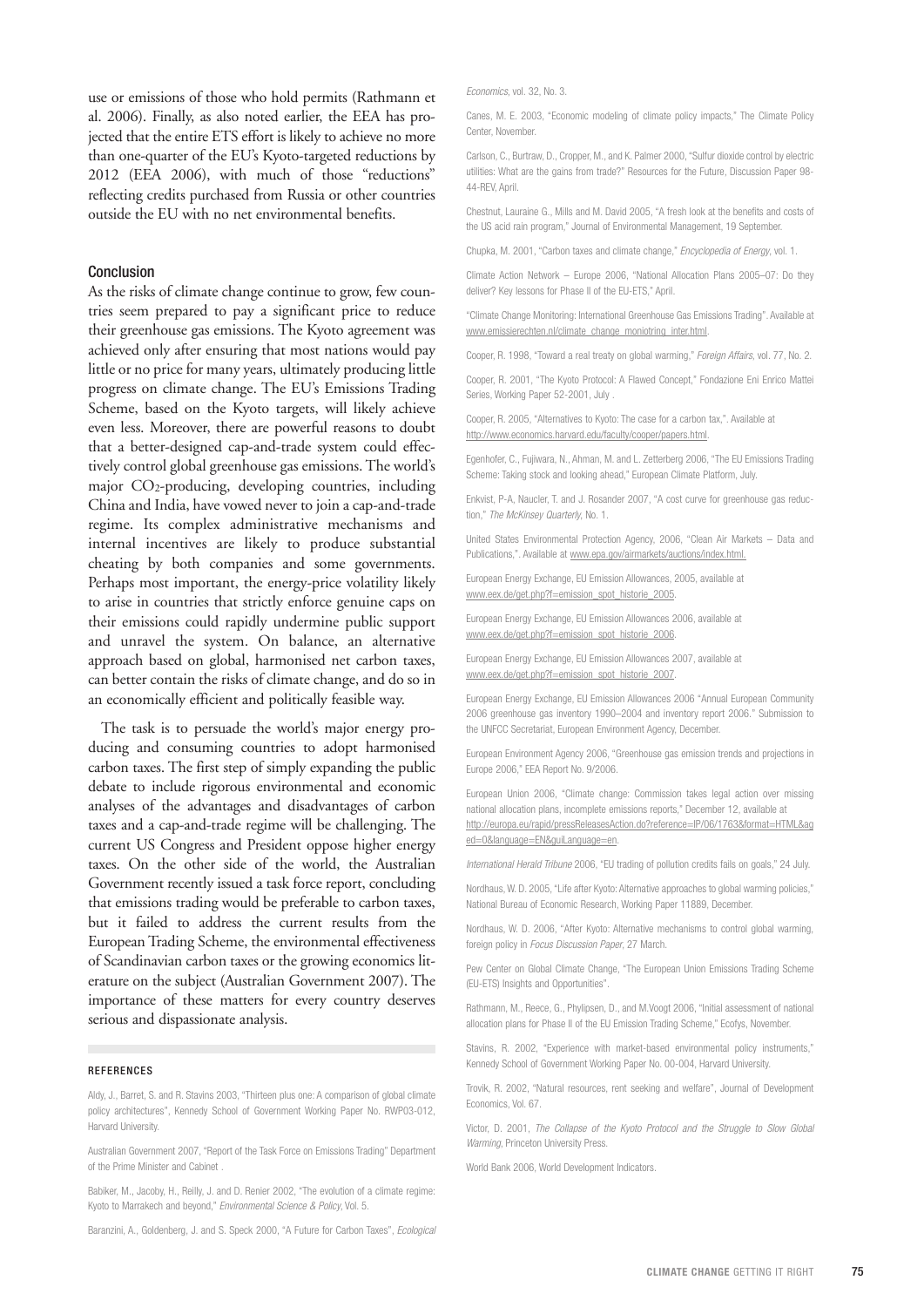use or emissions of those who hold permits (Rathmann et al. 2006). Finally, as also noted earlier, the EEA has projected that the entire ETS effort is likely to achieve no more than one-quarter of the EU's Kyoto-targeted reductions by 2012 (EEA 2006), with much of those "reductions" reflecting credits purchased from Russia or other countries outside the EU with no net environmental benefits.

## Conclusion

As the risks of climate change continue to grow, few countries seem prepared to pay a significant price to reduce their greenhouse gas emissions. The Kyoto agreement was achieved only after ensuring that most nations would pay little or no price for many years, ultimately producing little progress on climate change. The EU's Emissions Trading Scheme, based on the Kyoto targets, will likely achieve even less. Moreover, there are powerful reasons to doubt that a better-designed cap-and-trade system could effectively control global greenhouse gas emissions. The world's major $CO_2$-producing, developing countries, including China and India, have vowed never to join a cap-and-trade regime. Its complex administrative mechanisms and internal incentives are likely to produce substantial cheating by both companies and some governments. Perhaps most important, the energy-price volatility likely to arise in countries that strictly enforce genuine caps on their emissions could rapidly undermine public support and unravel the system. On balance, an alternative approach based on global, harmonised net carbon taxes, can better contain the risks of climate change, and do so in an economically efficient and politically feasible way.

The task is to persuade the world's major energy producing and consuming countries to adopt harmonised carbon taxes. The first step of simply expanding the public debate to include rigorous environmental and economic analyses of the advantages and disadvantages of carbon taxes and a cap-and-trade regime will be challenging. The current US Congress and President oppose higher energy taxes. On the other side of the world, the Australian Government recently issued a task force report, concluding that emissions trading would be preferable to carbon taxes, but it failed to address the current results from the European Trading Scheme, the environmental effectiveness of Scandinavian carbon taxes or the growing economics literature on the subject (Australian Government 2007). The importance of these matters for every country deserves serious and dispassionate analysis.

### REFERENCES

Aldy, J., Barret, S. and R. Stavins 2003, "Thirteen plus one: A comparison of global climate policy architectures", Kennedy School of Government Working Paper No. RWP03-012, Harvard University.

Australian Government 2007, "Report of the Task Force on Emissions Trading" Department of the Prime Minister and Cabinet .

Babiker, M., Jacoby, H., Reilly, J. and D. Renier 2002, "The evolution of a climate regime: Kyoto to Marrakech and beyond," *Environmental Science & Policy*, Vol. 5.

Baranzini, A., Goldenberg, J. and S. Speck 2000, "A Future for Carbon Taxes", *Ecological Economics*, vol. 32, No. 3.

Canes, M. E. 2003, "Economic modeling of climate policy impacts," The Climate Policy Center, November.

Carlson, C., Burtraw, D., Cropper, M., and K. Palmer 2000, "Sulfur dioxide control by electric utilities: What are the gains from trade?" Resources for the Future, Discussion Paper 98-44-REV, April.

Chestnut, Lauraine G., Mills and M. David 2005, "A fresh look at the benefits and costs of the US acid rain program," Journal of Environmental Management, 19 September.

Chupka, M. 2001, "Carbon taxes and climate change," *Encyclopedia of Energy*, vol. 1.

Climate Action Network – Europe 2006, "National Allocation Plans 2005–07: Do they deliver? Key lessons for Phase II of the EU-ETS," April.

"Climate Change Monitoring: International Greenhouse Gas Emissions Trading". Available at www.emissierechten.nl/climate_change_moniotring_inter.html.

Cooper, R. 1998, "Toward a real treaty on global warming," *Foreign Affairs*, vol. 77, No. 2.

Cooper, R. 2001, "The Kyoto Protocol: A Flawed Concept," Fondazione Eni Enrico Mattei Series, Working Paper 52-2001, July .

Cooper, R. 2005, "Alternatives to Kyoto: The case for a carbon tax,". Available at http://www.economics.harvard.edu/faculty/cooper/papers.html.

Egenhofer, C., Fujiwara, N., Ahman, M. and L. Zetterberg 2006, "The EU Emissions Trading Scheme: Taking stock and looking ahead," European Climate Platform, July.

Enkvist, P-A, Naucler, T. and J. Rosander 2007, "A cost curve for greenhouse gas reduction," *The McKinsey Quarterly*, No. 1.

United States Environmental Protection Agency, 2006, "Clean Air Markets – Data and Publications,". Available at www.epa.gov/airmarkets/auctions/index.html.

European Energy Exchange, EU Emission Allowances, 2005, available at www.eex.de/get.php?f=emission_spot_historie_2005.

European Energy Exchange, EU Emission Allowances 2006, available at www.eex.de/get.php?f=emission_spot_historie_2006.

European Energy Exchange, EU Emission Allowances 2007, available at www.eex.de/get.php?f=emission_spot_historie_2007.

European Energy Exchange, EU Emission Allowances 2006 "Annual European Community 2006 greenhouse gas inventory 1990–2004 and inventory report 2006." Submission to the UNFCC Secretariat, European Environment Agency, December.

European Environment Agency 2006, "Greenhouse gas emission trends and projections in Europe 2006," EEA Report No. 9/2006.

European Union 2006, "Climate change: Commission takes legal action over missing national allocation plans, incomplete emissions reports," December 12, available at http://europa.eu/rapid/pressReleasesAction.do?reference=IP/06/1763&format=HTML&aged=0&language=EN&guiLanguage=en.

*International Herald Tribune* 2006, "EU trading of pollution credits fails on goals," 24 July.

Nordhaus, W. D. 2005, "Life after Kyoto: Alternative approaches to global warming policies," National Bureau of Economic Research, Working Paper 11889, December.

Nordhaus, W. D. 2006, "After Kyoto: Alternative mechanisms to control global warming, foreign policy in *Focus Discussion Paper*, 27 March.

Pew Center on Global Climate Change, "The European Union Emissions Trading Scheme (EU-ETS) Insights and Opportunities".

Rathmann, M., Reece, G., Phylipsen, D., and M.Voogt 2006, "Initial assessment of national allocation plans for Phase II of the EU Emission Trading Scheme," Ecofys, November.

Stavins, R. 2002, "Experience with market-based environmental policy instruments," Kennedy School of Government Working Paper No. 00-004, Harvard University.

Trovik, R. 2002, "Natural resources, rent seeking and welfare", Journal of Development Economics, Vol. 67.

Victor, D. 2001, *The Collapse of the Kyoto Protocol and the Struggle to Slow Global Warming*, Princeton University Press.

World Bank 2006, World Development Indicators.